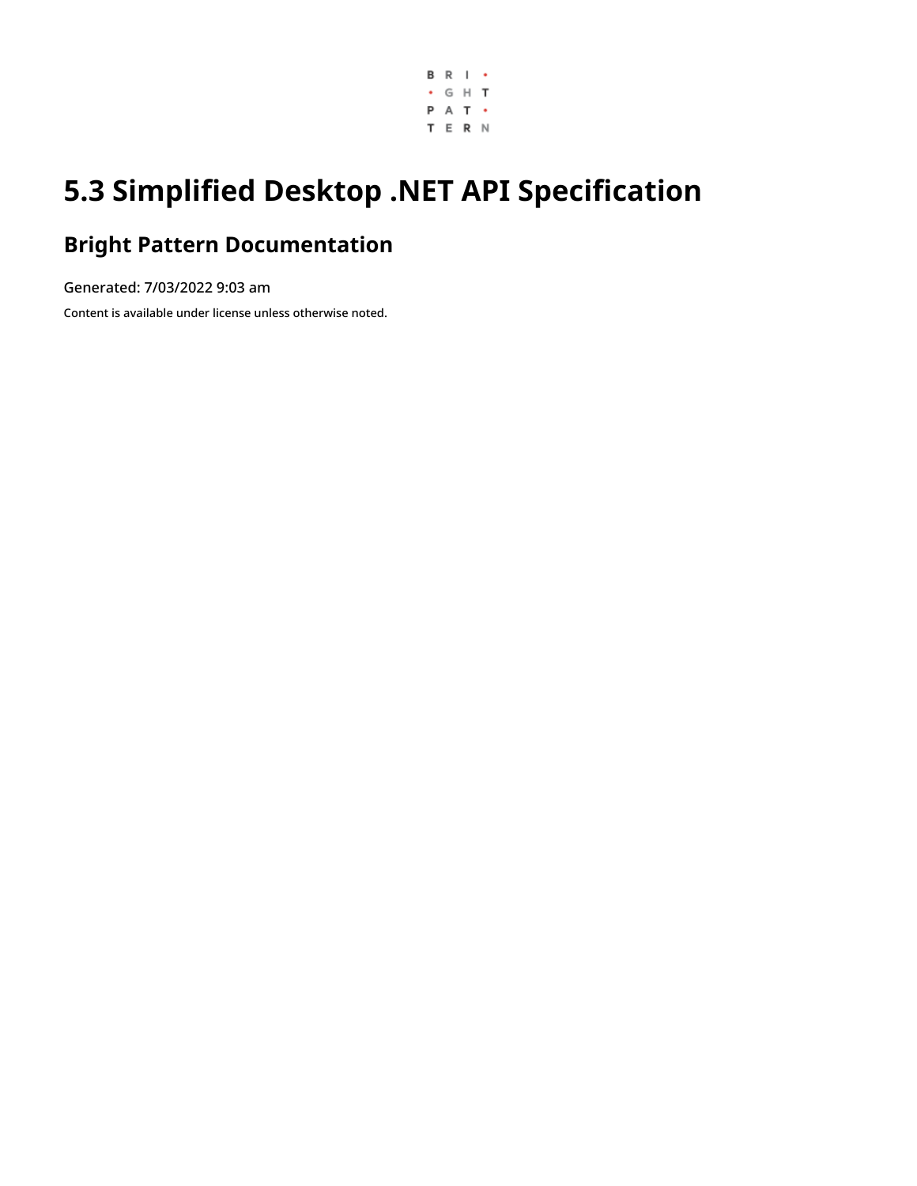# 5.3 Simplified Desktop .NET API Specification

## Bright Pattern Documentation

Generated: 7/03/2022 9:03 am

Content is available under license unless otherwise noted.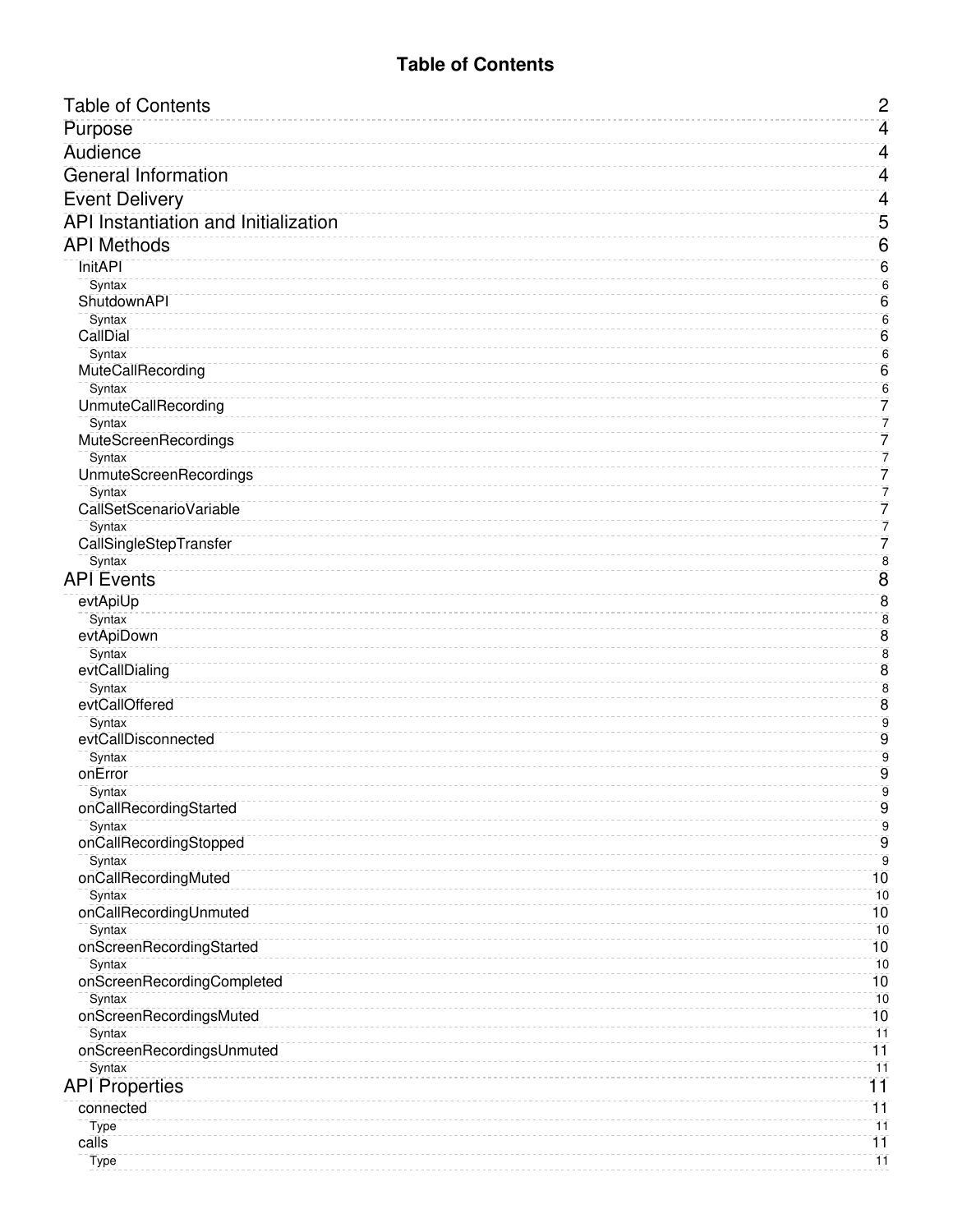# Table of Contents

- Table of Contents 2
- Purpose 4
- Audience 4
- General Information 4
- Event Delivery 4
- API Instantiation and Initialization 5
- API Methods 6
  - InitAPI 6
    - Syntax 6
  - ShutdownAPI 6
    - Syntax 6
  - CallDial 6
    - Syntax 6
  - MuteCallRecording 6
    - Syntax 6
  - UnmuteCallRecording 7
    - Syntax 7
  - MuteScreenRecordings 7
    - Syntax 7
  - UnmuteScreenRecordings 7
    - Syntax 7
  - CallSetScenarioVariable 7
    - Syntax 7
  - CallSingleStepTransfer 7
    - Syntax 8
- API Events 8
  - evtApiUp 8
    - Syntax 8
  - evtApiDown 8
    - Syntax 8
  - evtCallDialing 8
    - Syntax 8
  - evtCallOffered 8
    - Syntax 9
  - evtCallDisconnected 9
    - Syntax 9
  - onError 9
    - Syntax 9
  - onCallRecordingStarted 9
    - Syntax 9
  - onCallRecordingStopped 9
    - Syntax 9
  - onCallRecordingMuted 10
    - Syntax 10
  - onCallRecordingUnmuted 10
    - Syntax 10
  - onScreenRecordingStarted 10
    - Syntax 10
  - onScreenRecordingCompleted 10
    - Syntax 10
  - onScreenRecordingsMuted 10
    - Syntax 11
  - onScreenRecordingsUnmuted 11
    - Syntax 11
- API Properties 11
  - connected 11
    - Type 11
  - calls 11
    - Type 11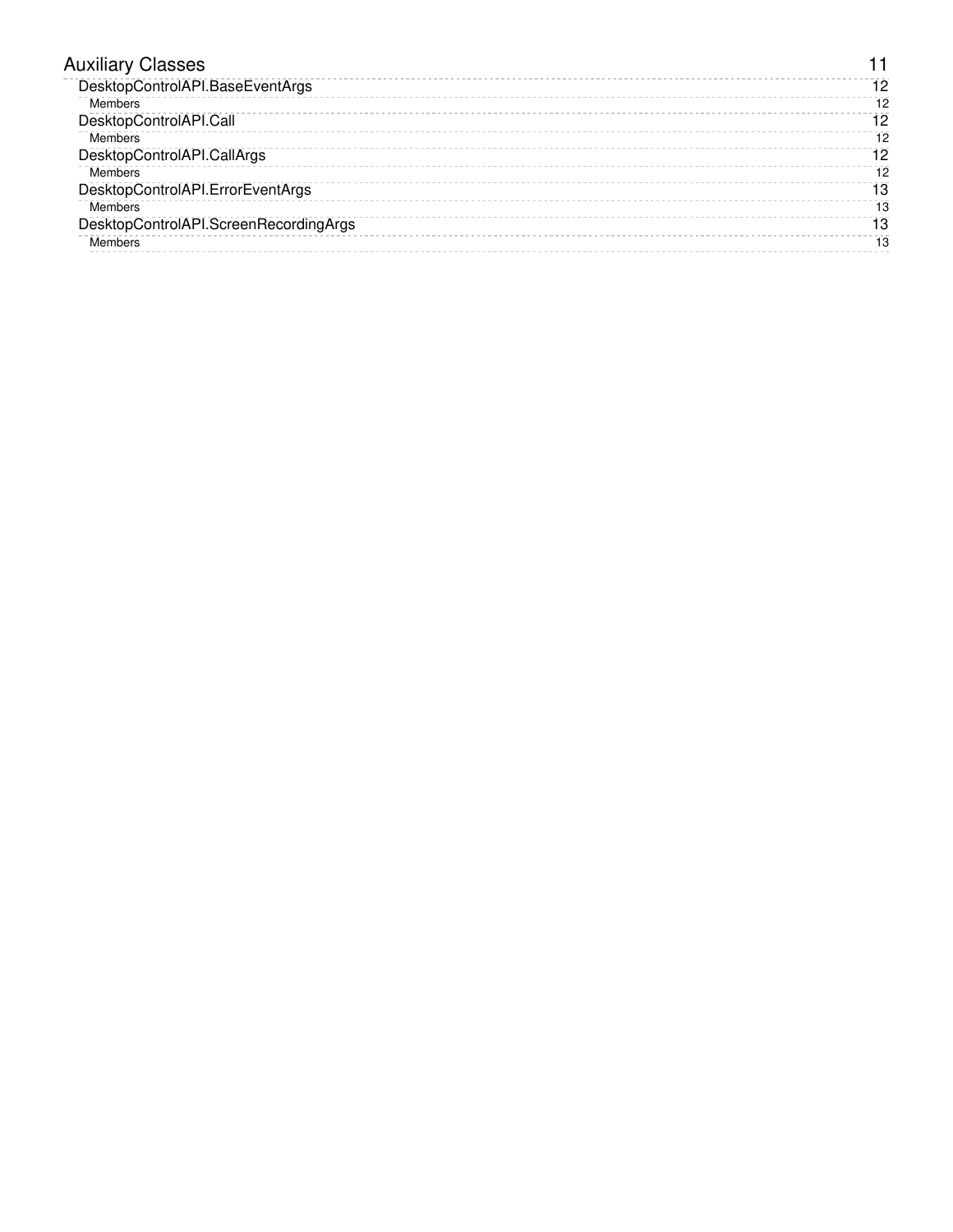Auxiliary Classes 11
- DesktopControlAPI.BaseEventArgs 12
  - Members 12
- DesktopControlAPI.Call 12
  - Members 12
- DesktopControlAPI.CallArgs 12
  - Members 12
- DesktopControlAPI.ErrorEventArgs 13
  - Members 13
- DesktopControlAPI.ScreenRecordingArgs 13
  - Members 13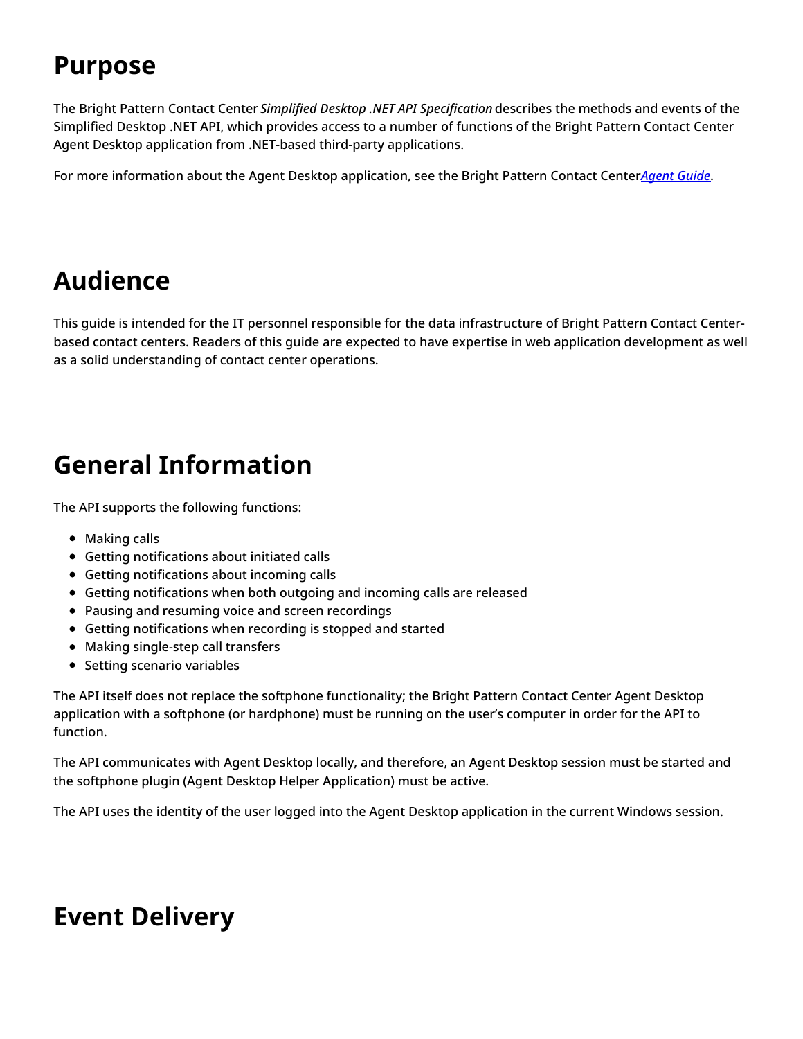# Purpose

The Bright Pattern Contact Center *Simplified Desktop .NET API Specification* describes the methods and events of the Simplified Desktop .NET API, which provides access to a number of functions of the Bright Pattern Contact Center Agent Desktop application from .NET-based third-party applications.

For more information about the Agent Desktop application, see the Bright Pattern Contact Center*Agent Guide*.

# Audience

This guide is intended for the IT personnel responsible for the data infrastructure of Bright Pattern Contact Center-based contact centers. Readers of this guide are expected to have expertise in web application development as well as a solid understanding of contact center operations.

# General Information

The API supports the following functions:

- Making calls
- Getting notifications about initiated calls
- Getting notifications about incoming calls
- Getting notifications when both outgoing and incoming calls are released
- Pausing and resuming voice and screen recordings
- Getting notifications when recording is stopped and started
- Making single-step call transfers
- Setting scenario variables

The API itself does not replace the softphone functionality; the Bright Pattern Contact Center Agent Desktop application with a softphone (or hardphone) must be running on the user's computer in order for the API to function.

The API communicates with Agent Desktop locally, and therefore, an Agent Desktop session must be started and the softphone plugin (Agent Desktop Helper Application) must be active.

The API uses the identity of the user logged into the Agent Desktop application in the current Windows session.

# Event Delivery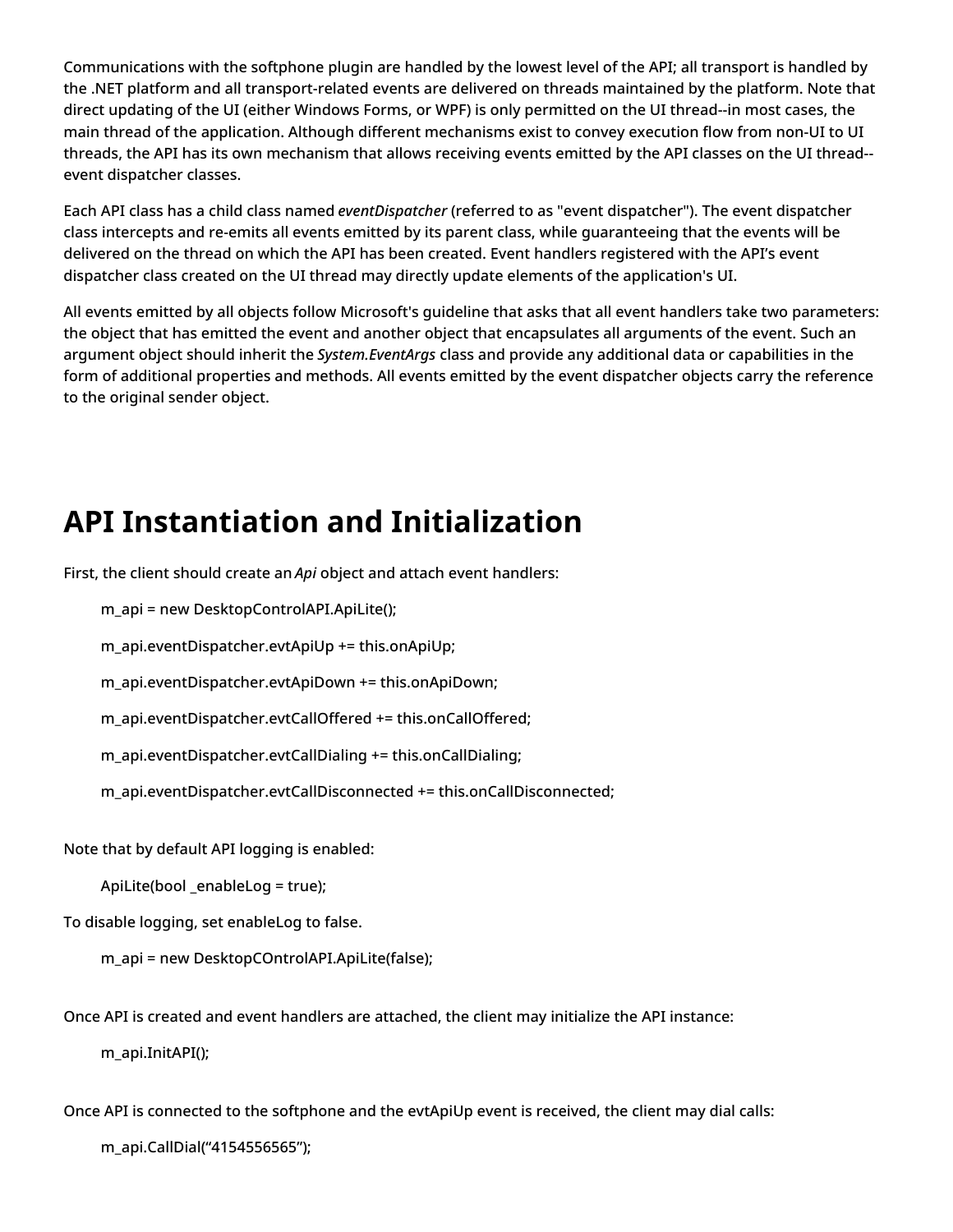Communications with the softphone plugin are handled by the lowest level of the API; all transport is handled by the .NET platform and all transport-related events are delivered on threads maintained by the platform. Note that direct updating of the UI (either Windows Forms, or WPF) is only permitted on the UI thread--in most cases, the main thread of the application. Although different mechanisms exist to convey execution flow from non-UI to UI threads, the API has its own mechanism that allows receiving events emitted by the API classes on the UI thread--event dispatcher classes.

Each API class has a child class named *eventDispatcher* (referred to as "event dispatcher"). The event dispatcher class intercepts and re-emits all events emitted by its parent class, while guaranteeing that the events will be delivered on the thread on which the API has been created. Event handlers registered with the API's event dispatcher class created on the UI thread may directly update elements of the application's UI.

All events emitted by all objects follow Microsoft's guideline that asks that all event handlers take two parameters: the object that has emitted the event and another object that encapsulates all arguments of the event. Such an argument object should inherit the *System.EventArgs* class and provide any additional data or capabilities in the form of additional properties and methods. All events emitted by the event dispatcher objects carry the reference to the original sender object.

# API Instantiation and Initialization

First, the client should create an *Api* object and attach event handlers:

```
m_api = new DesktopControlAPI.ApiLite();

m_api.eventDispatcher.evtApiUp += this.onApiUp;

m_api.eventDispatcher.evtApiDown += this.onApiDown;

m_api.eventDispatcher.evtCallOffered += this.onCallOffered;

m_api.eventDispatcher.evtCallDialing += this.onCallDialing;

m_api.eventDispatcher.evtCallDisconnected += this.onCallDisconnected;
```

Note that by default API logging is enabled:

```
ApiLite(bool _enableLog = true);
```

To disable logging, set enableLog to false.

```
m_api = new DesktopCOntrolAPI.ApiLite(false);
```

Once API is created and event handlers are attached, the client may initialize the API instance:

```
m_api.InitAPI();
```

Once API is connected to the softphone and the evtApiUp event is received, the client may dial calls:

```
m_api.CallDial(“4154556565”);
```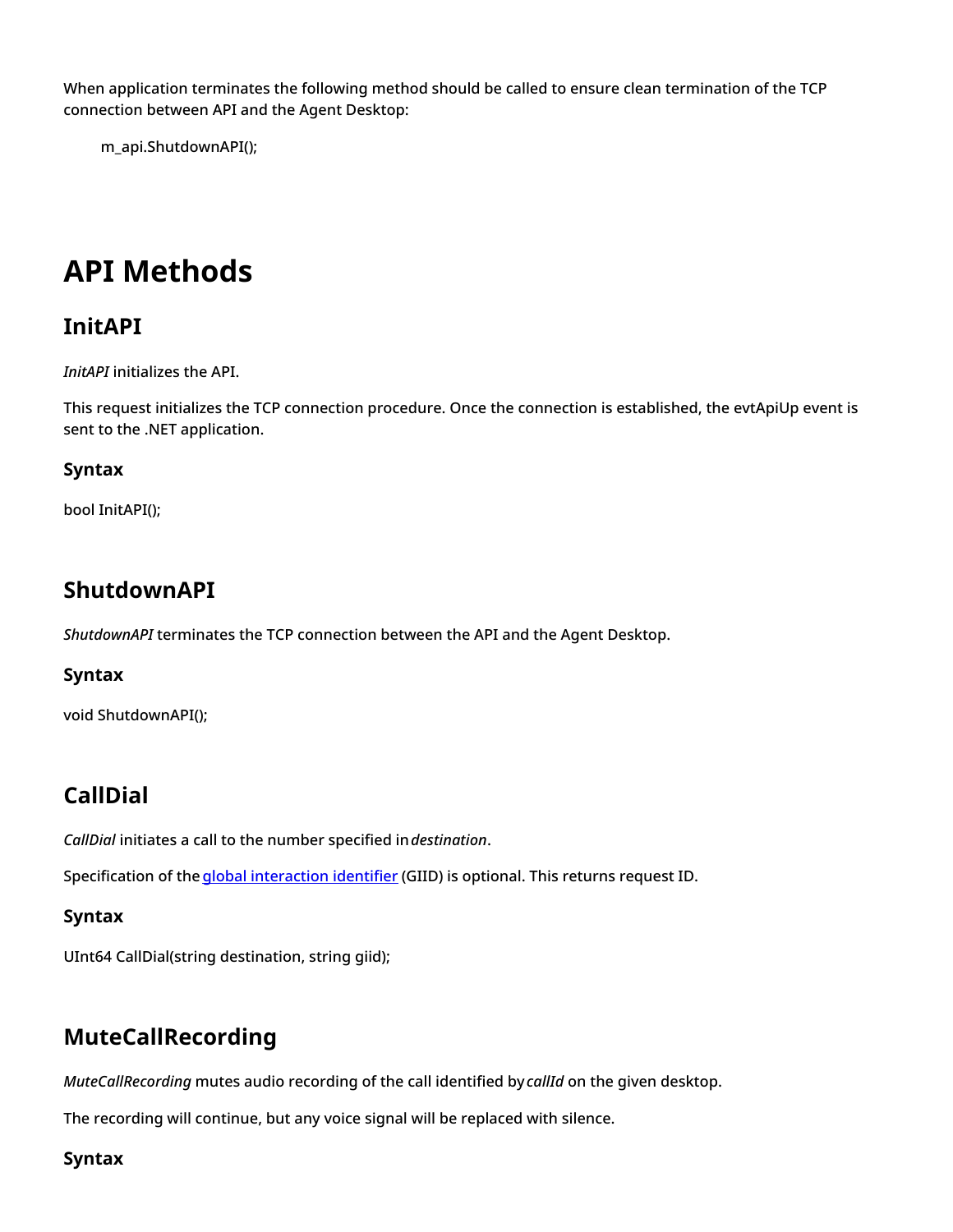When application terminates the following method should be called to ensure clean termination of the TCP connection between API and the Agent Desktop:

```
m_api.ShutdownAPI();
```

# API Methods

## InitAPI

*InitAPI* initializes the API.

This request initializes the TCP connection procedure. Once the connection is established, the evtApiUp event is sent to the .NET application.

### Syntax

bool InitAPI();

## ShutdownAPI

*ShutdownAPI* terminates the TCP connection between the API and the Agent Desktop.

### Syntax

void ShutdownAPI();

## CallDial

*CallDial* initiates a call to the number specified in *destination*.

Specification of the [global interaction identifier](global interaction identifier) (GIID) is optional. This returns request ID.

### Syntax

UInt64 CallDial(string destination, string giid);

## MuteCallRecording

*MuteCallRecording* mutes audio recording of the call identified by *callId* on the given desktop.

The recording will continue, but any voice signal will be replaced with silence.

### Syntax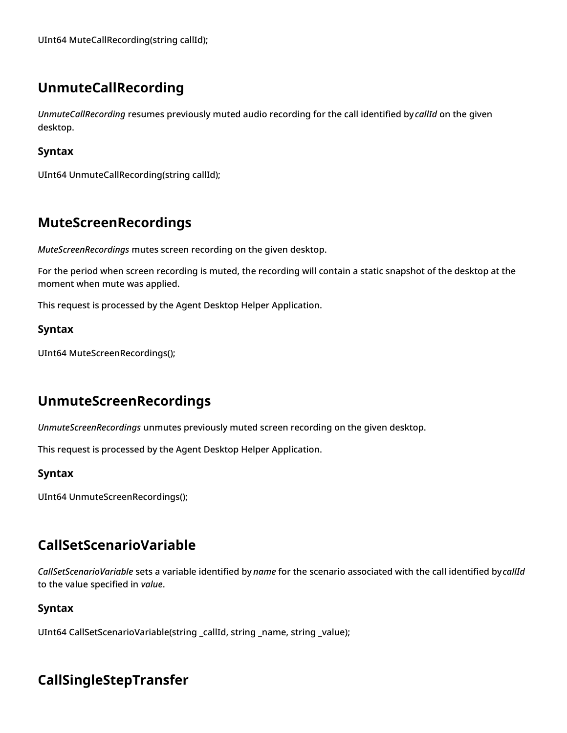UInt64 MuteCallRecording(string callId);

## UnmuteCallRecording

*UnmuteCallRecording* resumes previously muted audio recording for the call identified by *callId* on the given desktop.

### Syntax

UInt64 UnmuteCallRecording(string callId);

## MuteScreenRecordings

*MuteScreenRecordings* mutes screen recording on the given desktop.

For the period when screen recording is muted, the recording will contain a static snapshot of the desktop at the moment when mute was applied.

This request is processed by the Agent Desktop Helper Application.

### Syntax

UInt64 MuteScreenRecordings();

## UnmuteScreenRecordings

*UnmuteScreenRecordings* unmutes previously muted screen recording on the given desktop.

This request is processed by the Agent Desktop Helper Application.

### Syntax

UInt64 UnmuteScreenRecordings();

## CallSetScenarioVariable

*CallSetScenarioVariable* sets a variable identified by *name* for the scenario associated with the call identified by *callId* to the value specified in *value*.

### Syntax

UInt64 CallSetScenarioVariable(string _callId, string _name, string _value);

## CallSingleStepTransfer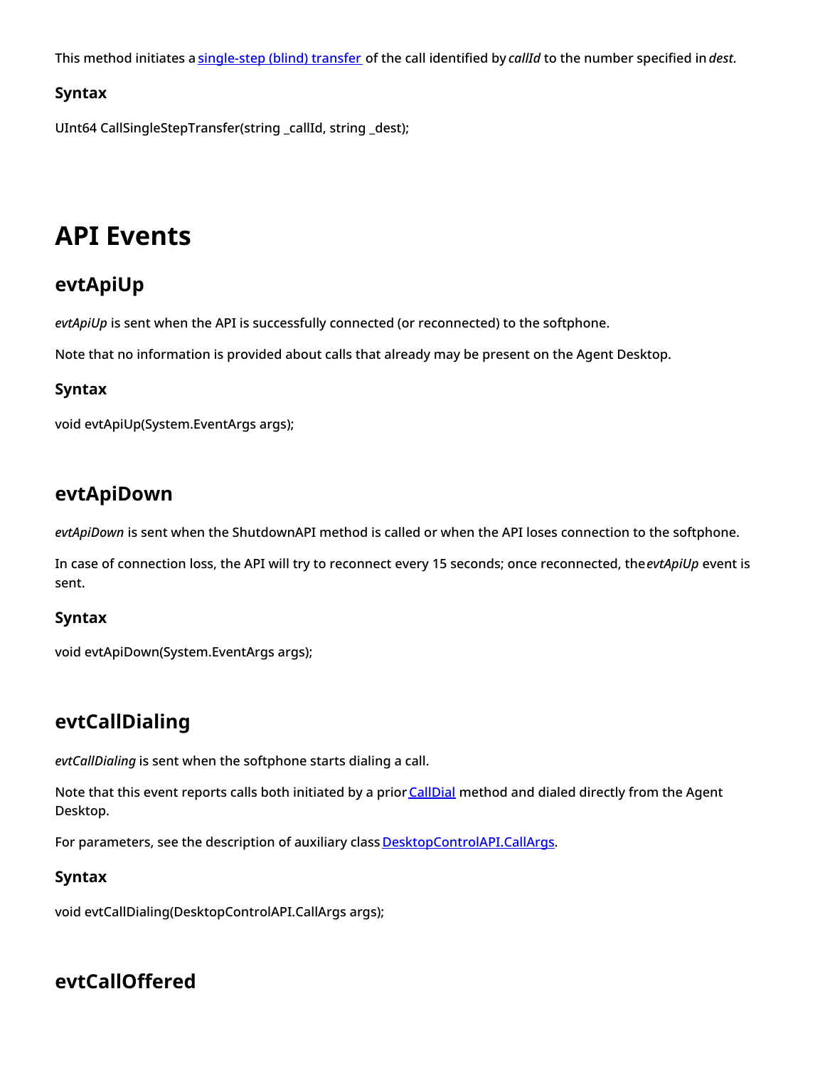This method initiates a [single-step (blind) transfer](#) of the call identified by *callId* to the number specified in *dest*.

### Syntax

UInt64 CallSingleStepTransfer(string _callId, string _dest);

# API Events

## evtApiUp

*evtApiUp* is sent when the API is successfully connected (or reconnected) to the softphone.

Note that no information is provided about calls that already may be present on the Agent Desktop.

### Syntax

void evtApiUp(System.EventArgs args);

## evtApiDown

*evtApiDown* is sent when the ShutdownAPI method is called or when the API loses connection to the softphone.

In case of connection loss, the API will try to reconnect every 15 seconds; once reconnected, the *evtApiUp* event is sent.

### Syntax

void evtApiDown(System.EventArgs args);

## evtCallDialing

*evtCallDialing* is sent when the softphone starts dialing a call.

Note that this event reports calls both initiated by a prior [CallDial](#) method and dialed directly from the Agent Desktop.

For parameters, see the description of auxiliary class [DesktopControlAPI.CallArgs](#).

### Syntax

void evtCallDialing(DesktopControlAPI.CallArgs args);

## evtCallOffered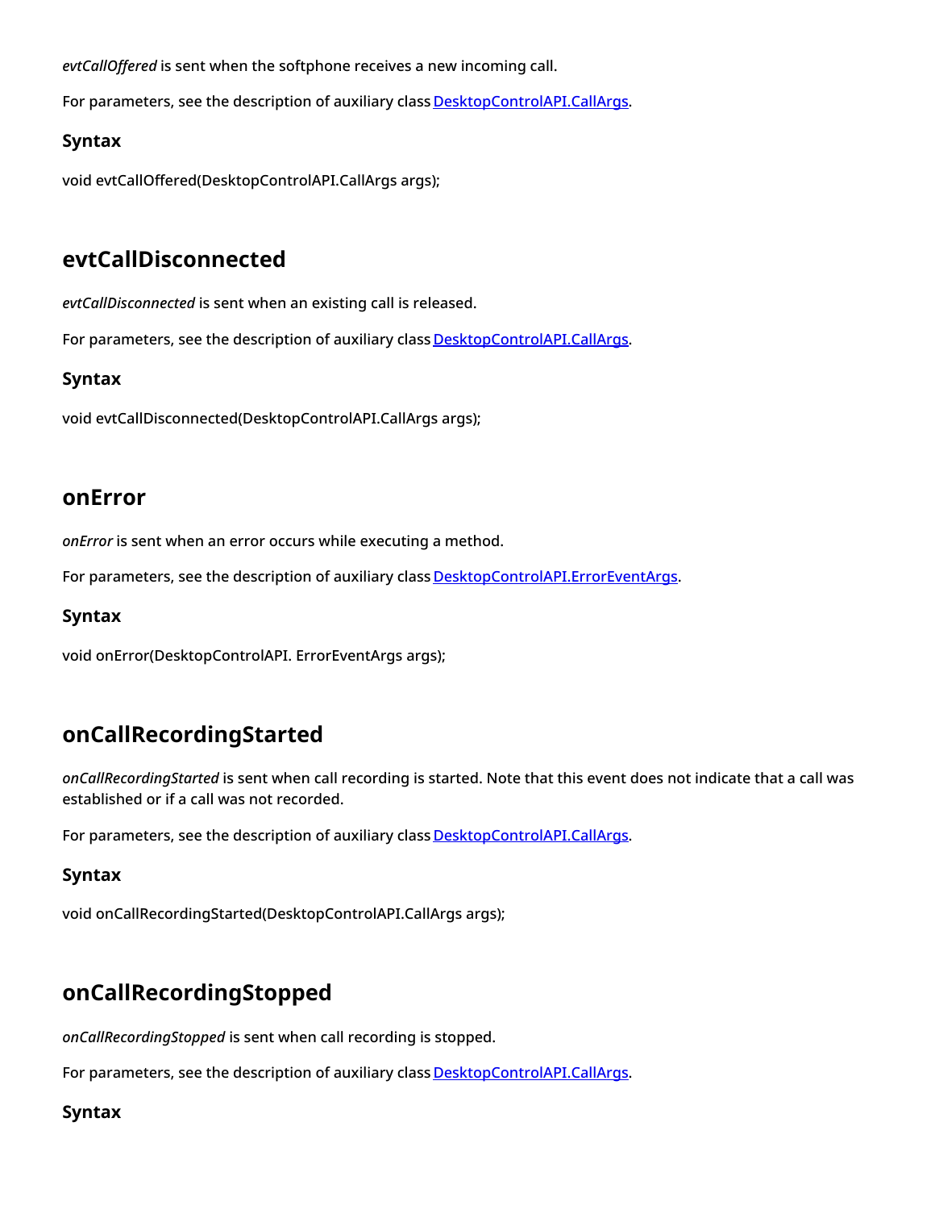*evtCallOffered* is sent when the softphone receives a new incoming call.

For parameters, see the description of auxiliary class DesktopControlAPI.CallArgs.

### Syntax

void evtCallOffered(DesktopControlAPI.CallArgs args);

## evtCallDisconnected

*evtCallDisconnected* is sent when an existing call is released.

For parameters, see the description of auxiliary class DesktopControlAPI.CallArgs.

### Syntax

void evtCallDisconnected(DesktopControlAPI.CallArgs args);

## onError

*onError* is sent when an error occurs while executing a method.

For parameters, see the description of auxiliary class DesktopControlAPI.ErrorEventArgs.

### Syntax

void onError(DesktopControlAPI. ErrorEventArgs args);

## onCallRecordingStarted

*onCallRecordingStarted* is sent when call recording is started. Note that this event does not indicate that a call was established or if a call was not recorded.

For parameters, see the description of auxiliary class DesktopControlAPI.CallArgs.

### Syntax

void onCallRecordingStarted(DesktopControlAPI.CallArgs args);

## onCallRecordingStopped

*onCallRecordingStopped* is sent when call recording is stopped.

For parameters, see the description of auxiliary class DesktopControlAPI.CallArgs.

### Syntax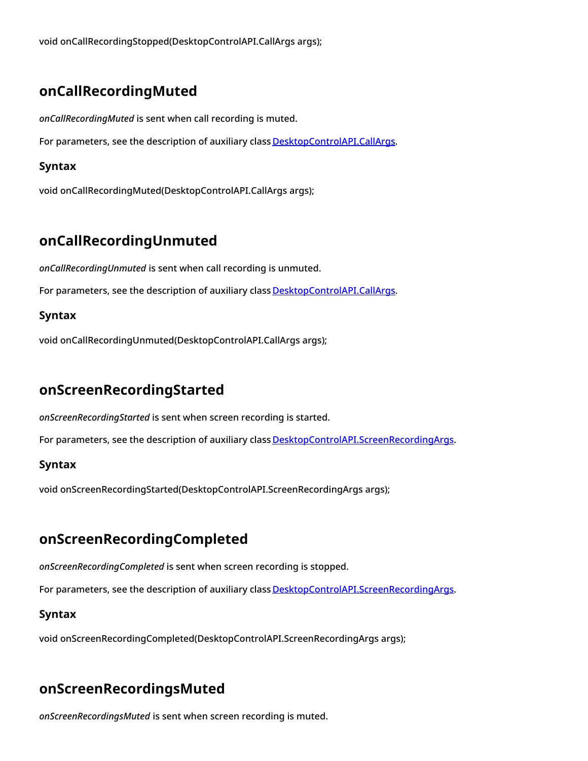void onCallRecordingStopped(DesktopControlAPI.CallArgs args);

## onCallRecordingMuted

*onCallRecordingMuted* is sent when call recording is muted.

For parameters, see the description of auxiliary class [DesktopControlAPI.CallArgs](#).

### Syntax

void onCallRecordingMuted(DesktopControlAPI.CallArgs args);

## onCallRecordingUnmuted

*onCallRecordingUnmuted* is sent when call recording is unmuted.

For parameters, see the description of auxiliary class [DesktopControlAPI.CallArgs](#).

### Syntax

void onCallRecordingUnmuted(DesktopControlAPI.CallArgs args);

## onScreenRecordingStarted

*onScreenRecordingStarted* is sent when screen recording is started.

For parameters, see the description of auxiliary class [DesktopControlAPI.ScreenRecordingArgs](#).

### Syntax

void onScreenRecordingStarted(DesktopControlAPI.ScreenRecordingArgs args);

## onScreenRecordingCompleted

*onScreenRecordingCompleted* is sent when screen recording is stopped.

For parameters, see the description of auxiliary class [DesktopControlAPI.ScreenRecordingArgs](#).

### Syntax

void onScreenRecordingCompleted(DesktopControlAPI.ScreenRecordingArgs args);

## onScreenRecordingsMuted

*onScreenRecordingsMuted* is sent when screen recording is muted.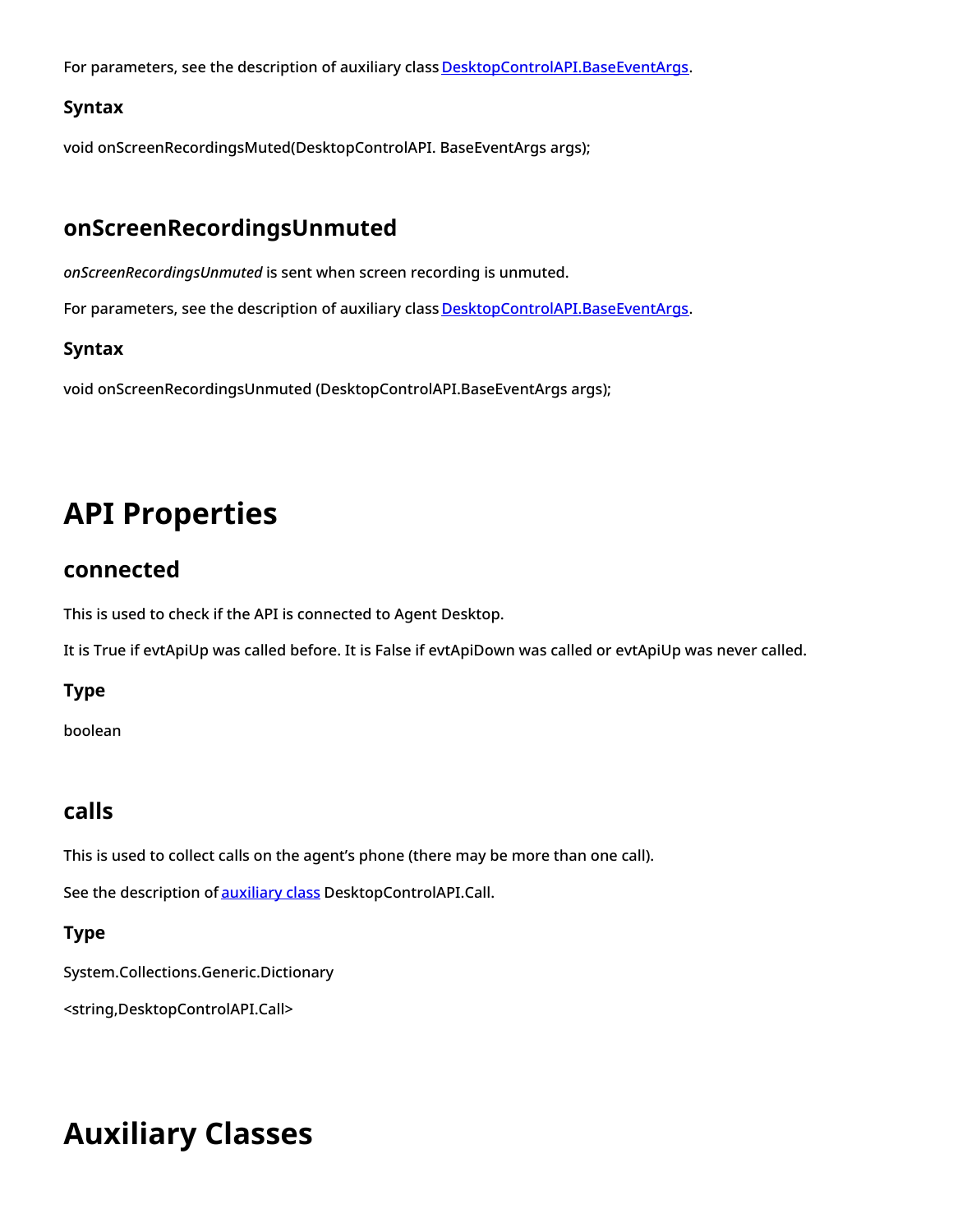For parameters, see the description of auxiliary class DesktopControlAPI.BaseEventArgs.

### Syntax

void onScreenRecordingsMuted(DesktopControlAPI. BaseEventArgs args);

## onScreenRecordingsUnmuted

*onScreenRecordingsUnmuted* is sent when screen recording is unmuted.

For parameters, see the description of auxiliary class DesktopControlAPI.BaseEventArgs.

### Syntax

void onScreenRecordingsUnmuted (DesktopControlAPI.BaseEventArgs args);

# API Properties

## connected

This is used to check if the API is connected to Agent Desktop.

It is True if evtApiUp was called before. It is False if evtApiDown was called or evtApiUp was never called.

### Type

boolean

## calls

This is used to collect calls on the agent's phone (there may be more than one call).

See the description of auxiliary class DesktopControlAPI.Call.

### Type

System.Collections.Generic.Dictionary

<string,DesktopControlAPI.Call>

# Auxiliary Classes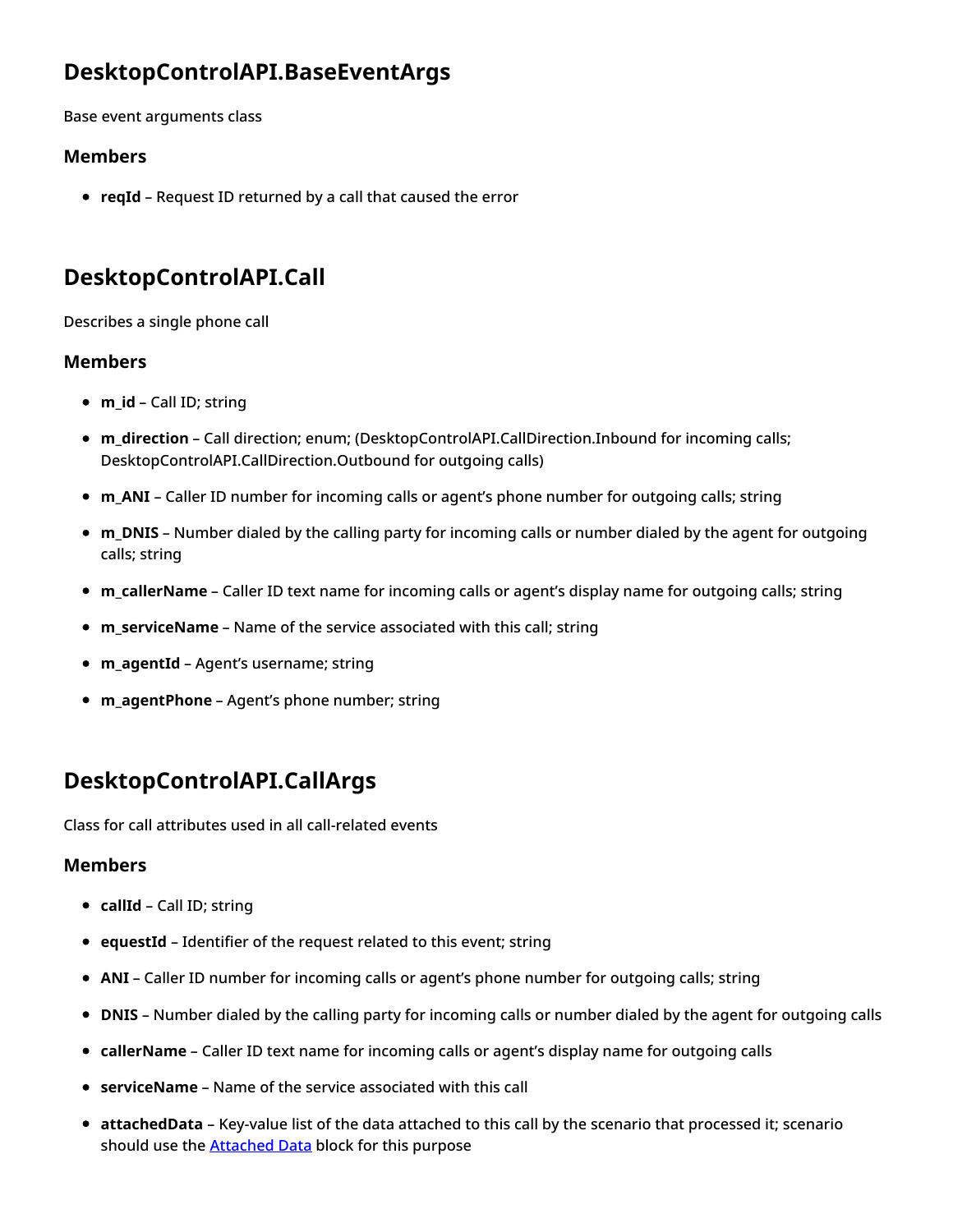## DesktopControlAPI.BaseEventArgs

Base event arguments class

### Members

- **reqId** – Request ID returned by a call that caused the error

## DesktopControlAPI.Call

Describes a single phone call

### Members

- **m_id** – Call ID; string
- **m_direction** – Call direction; enum; (DesktopControlAPI.CallDirection.Inbound for incoming calls; DesktopControlAPI.CallDirection.Outbound for outgoing calls)
- **m_ANI** – Caller ID number for incoming calls or agent's phone number for outgoing calls; string
- **m_DNIS** – Number dialed by the calling party for incoming calls or number dialed by the agent for outgoing calls; string
- **m_callerName** – Caller ID text name for incoming calls or agent's display name for outgoing calls; string
- **m_serviceName** – Name of the service associated with this call; string
- **m_agentId** – Agent's username; string
- **m_agentPhone** – Agent's phone number; string

## DesktopControlAPI.CallArgs

Class for call attributes used in all call-related events

### Members

- **callId** – Call ID; string
- **equestId** – Identifier of the request related to this event; string
- **ANI** – Caller ID number for incoming calls or agent's phone number for outgoing calls; string
- **DNIS** – Number dialed by the calling party for incoming calls or number dialed by the agent for outgoing calls
- **callerName** – Caller ID text name for incoming calls or agent's display name for outgoing calls
- **serviceName** – Name of the service associated with this call
- **attachedData** – Key-value list of the data attached to this call by the scenario that processed it; scenario should use the Attached Data block for this purpose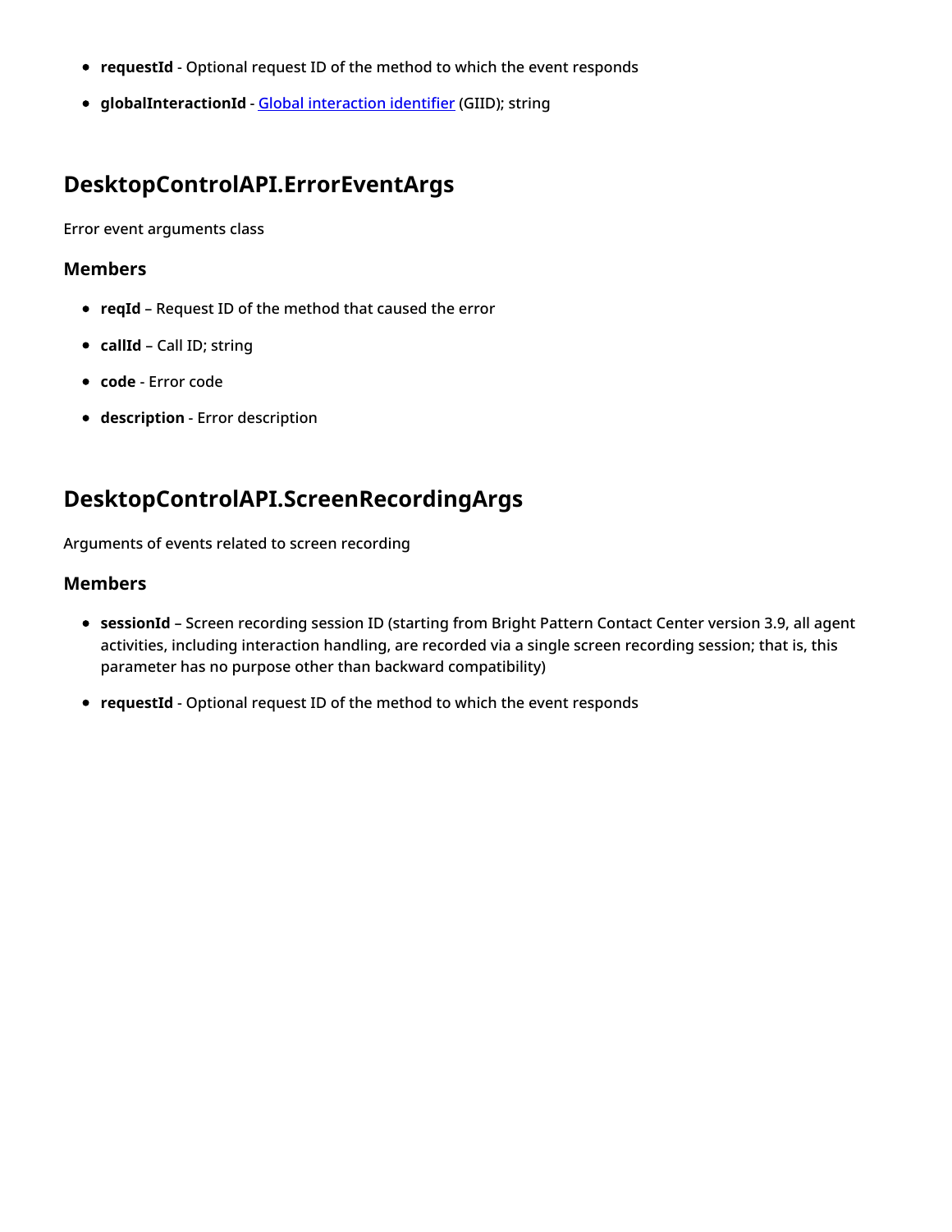- **requestId** - Optional request ID of the method to which the event responds
- **globalInteractionId** - Global interaction identifier (GIID); string

## DesktopControlAPI.ErrorEventArgs

Error event arguments class

### Members

- **reqId** – Request ID of the method that caused the error
- **callId** – Call ID; string
- **code** - Error code
- **description** - Error description

## DesktopControlAPI.ScreenRecordingArgs

Arguments of events related to screen recording

### Members

- **sessionId** – Screen recording session ID (starting from Bright Pattern Contact Center version 3.9, all agent activities, including interaction handling, are recorded via a single screen recording session; that is, this parameter has no purpose other than backward compatibility)
- **requestId** - Optional request ID of the method to which the event responds